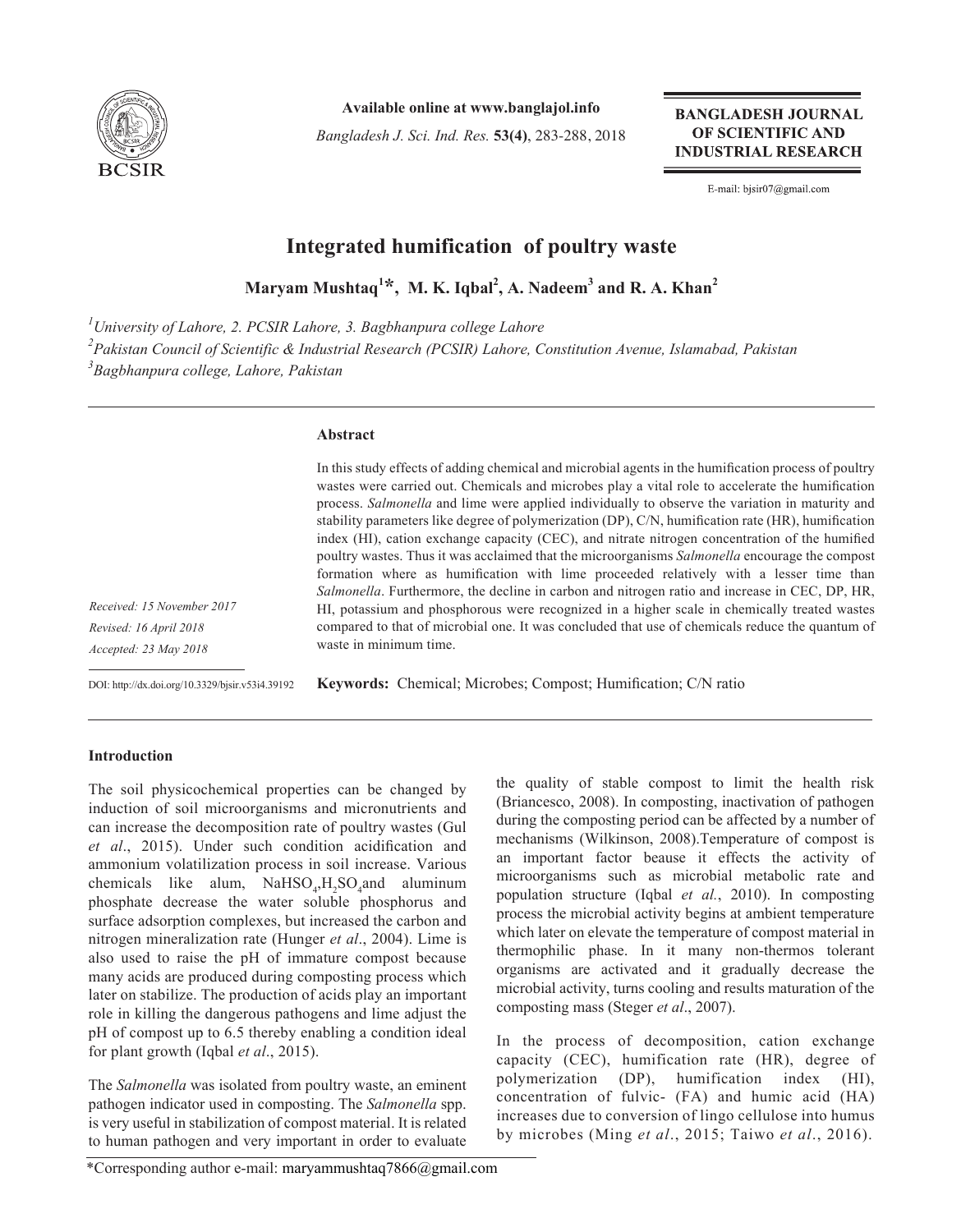Available online at www.banglajol.info

BANGLADESH JOURNAL OF SCIENTIFIC AND INDUSTRIAL RESEARCH

E-mail: bjsir07@gmail.com

# Integrated humification of poultry waste

**Maryam Mushtaq[1]*, M. K. Iqbal[2], A. Nadeem[3] and R. A. Khan[2]**

*[1]University of Lahore, 2. PCSIR Lahore, 3. Bagbhanpura college Lahore*

*[2]Pakistan Council of Scientific & Industrial Research (PCSIR) Lahore, Constitution Avenue, Islamabad, Pakistan*

*[3]Bagbhanpura college, Lahore, Pakistan*

## Abstract

In this study effects of adding chemical and microbial agents in the humification process of poultry wastes were carried out. Chemicals and microbes play a vital role to accelerate the humification process. *Salmonella* and lime were applied individually to observe the variation in maturity and stability parameters like degree of polymerization (DP), C/N, humification rate (HR), humification index (HI), cation exchange capacity (CEC), and nitrate nitrogen concentration of the humified poultry wastes. Thus it was acclaimed that the microorganisms *Salmonella* encourage the compost formation where as humification with lime proceeded relatively with a lesser time than *Salmonella*. Furthermore, the decline in carbon and nitrogen ratio and increase in CEC, DP, HR, HI, potassium and phosphorous were recognized in a higher scale in chemically treated wastes compared to that of microbial one. It was concluded that use of chemicals reduce the quantum of waste in minimum time.

*Received: 15 November 2017*
*Revised: 16 April 2018*
*Accepted: 23 May 2018*

DOI: http://dx.doi.org/10.3329/bjsir.v53i4.39192

**Keywords:** Chemical; Microbes; Compost; Humification; C/N ratio

## Introduction

The soil physicochemical properties can be changed by induction of soil microorganisms and micronutrients and can increase the decomposition rate of poultry wastes (Gul *et al*., 2015). Under such condition acidification and ammonium volatilization process in soil increase. Various chemicals like alum, $NaHSO_4$,$H_2SO_4$and aluminum phosphate decrease the water soluble phosphorus and surface adsorption complexes, but increased the carbon and nitrogen mineralization rate (Hunger *et al*., 2004). Lime is also used to raise the pH of immature compost because many acids are produced during composting process which later on stabilize. The production of acids play an important role in killing the dangerous pathogens and lime adjust the pH of compost up to 6.5 thereby enabling a condition ideal for plant growth (Iqbal *et al*., 2015).

The *Salmonella* was isolated from poultry waste, an eminent pathogen indicator used in composting. The *Salmonella* spp. is very useful in stabilization of compost material. It is related to human pathogen and very important in order to evaluate the quality of stable compost to limit the health risk (Briancesco, 2008). In composting, inactivation of pathogen during the composting period can be affected by a number of mechanisms (Wilkinson, 2008).Temperature of compost is an important factor beause it effects the activity of microorganisms such as microbial metabolic rate and population structure (Iqbal *et al.*, 2010). In composting process the microbial activity begins at ambient temperature which later on elevate the temperature of compost material in thermophilic phase. In it many non-thermos tolerant organisms are activated and it gradually decrease the microbial activity, turns cooling and results maturation of the composting mass (Steger *et al*., 2007).

In the process of decomposition, cation exchange capacity (CEC), humification rate (HR), degree of polymerization (DP), humification index (HI), concentration of fulvic- (FA) and humic acid (HA) increases due to conversion of lingo cellulose into humus by microbes (Ming *et al*., 2015; Taiwo *et al*., 2016).

*Corresponding author e-mail: maryammushtaq7866@gmail.com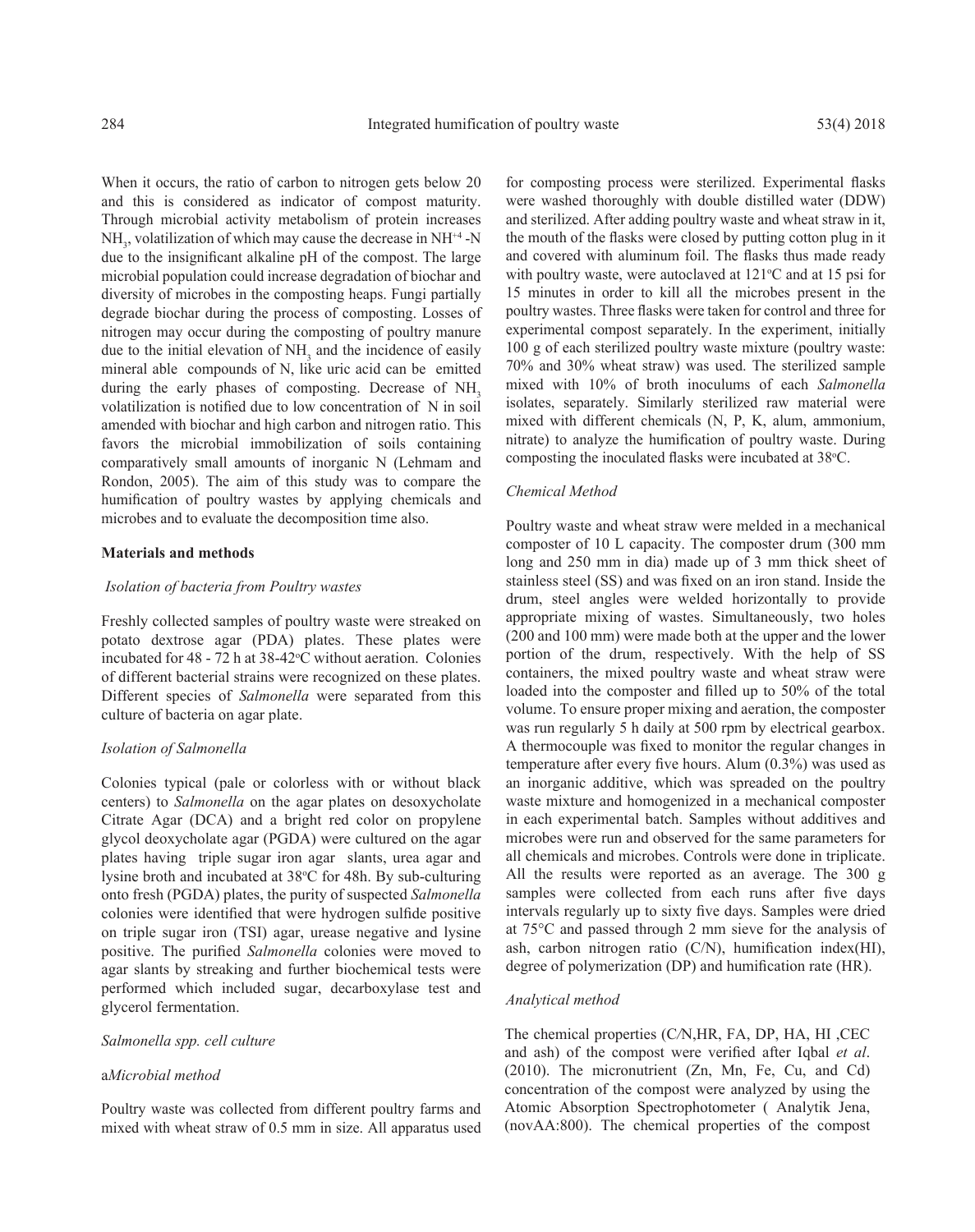When it occurs, the ratio of carbon to nitrogen gets below 20 and this is considered as indicator of compost maturity. Through microbial activity metabolism of protein increases $NH_3$, volatilization of which may cause the decrease in $NH^{+4}$ -N due to the insignificant alkaline pH of the compost. The large microbial population could increase degradation of biochar and diversity of microbes in the composting heaps. Fungi partially degrade biochar during the process of composting. Losses of nitrogen may occur during the composting of poultry manure due to the initial elevation of $NH_3$ and the incidence of easily mineral able compounds of N, like uric acid can be emitted during the early phases of composting. Decrease of $NH_3$ volatilization is notified due to low concentration of N in soil amended with biochar and high carbon and nitrogen ratio. This favors the microbial immobilization of soils containing comparatively small amounts of inorganic N (Lehmam and Rondon, 2005). The aim of this study was to compare the humification of poultry wastes by applying chemicals and microbes and to evaluate the decomposition time also.

## Materials and methods

### *Isolation of bacteria from Poultry wastes*

Freshly collected samples of poultry waste were streaked on potato dextrose agar (PDA) plates. These plates were incubated for 48 - 72 h at 38-42°C without aeration. Colonies of different bacterial strains were recognized on these plates. Different species of *Salmonella* were separated from this culture of bacteria on agar plate.

### *Isolation of Salmonella*

Colonies typical (pale or colorless with or without black centers) to *Salmonella* on the agar plates on desoxycholate Citrate Agar (DCA) and a bright red color on propylene glycol deoxycholate agar (PGDA) were cultured on the agar plates having triple sugar iron agar slants, urea agar and lysine broth and incubated at 38°C for 48h. By sub-culturing onto fresh (PGDA) plates, the purity of suspected *Salmonella* colonies were identified that were hydrogen sulfide positive on triple sugar iron (TSI) agar, urease negative and lysine positive. The purified *Salmonella* colonies were moved to agar slants by streaking and further biochemical tests were performed which included sugar, decarboxylase test and glycerol fermentation.

### *Salmonella spp. cell culture*

### a*Microbial method*

Poultry waste was collected from different poultry farms and mixed with wheat straw of 0.5 mm in size. All apparatus used for composting process were sterilized. Experimental flasks were washed thoroughly with double distilled water (DDW) and sterilized. After adding poultry waste and wheat straw in it, the mouth of the flasks were closed by putting cotton plug in it and covered with aluminum foil. The flasks thus made ready with poultry waste, were autoclaved at 121°C and at 15 psi for 15 minutes in order to kill all the microbes present in the poultry wastes. Three flasks were taken for control and three for experimental compost separately. In the experiment, initially 100 g of each sterilized poultry waste mixture (poultry waste: 70% and 30% wheat straw) was used. The sterilized sample mixed with 10% of broth inoculums of each *Salmonella* isolates, separately. Similarly sterilized raw material were mixed with different chemicals (N, P, K, alum, ammonium, nitrate) to analyze the humification of poultry waste. During composting the inoculated flasks were incubated at 38°C.

### *Chemical Method*

Poultry waste and wheat straw were melded in a mechanical composter of 10 L capacity. The composter drum (300 mm long and 250 mm in dia) made up of 3 mm thick sheet of stainless steel (SS) and was fixed on an iron stand. Inside the drum, steel angles were welded horizontally to provide appropriate mixing of wastes. Simultaneously, two holes (200 and 100 mm) were made both at the upper and the lower portion of the drum, respectively. With the help of SS containers, the mixed poultry waste and wheat straw were loaded into the composter and filled up to 50% of the total volume. To ensure proper mixing and aeration, the composter was run regularly 5 h daily at 500 rpm by electrical gearbox. A thermocouple was fixed to monitor the regular changes in temperature after every five hours. Alum (0.3%) was used as an inorganic additive, which was spreaded on the poultry waste mixture and homogenized in a mechanical composter in each experimental batch. Samples without additives and microbes were run and observed for the same parameters for all chemicals and microbes. Controls were done in triplicate. All the results were reported as an average. The 300 g samples were collected from each runs after five days intervals regularly up to sixty five days. Samples were dried at 75°C and passed through 2 mm sieve for the analysis of ash, carbon nitrogen ratio (C/N), humification index(HI), degree of polymerization (DP) and humification rate (HR).

### *Analytical method*

The chemical properties (C/N,HR, FA, DP, HA, HI ,CEC and ash) of the compost were verified after Iqbal *et al*. (2010). The micronutrient (Zn, Mn, Fe, Cu, and Cd) concentration of the compost were analyzed by using the Atomic Absorption Spectrophotometer ( Analytik Jena, (novAA:800). The chemical properties of the compost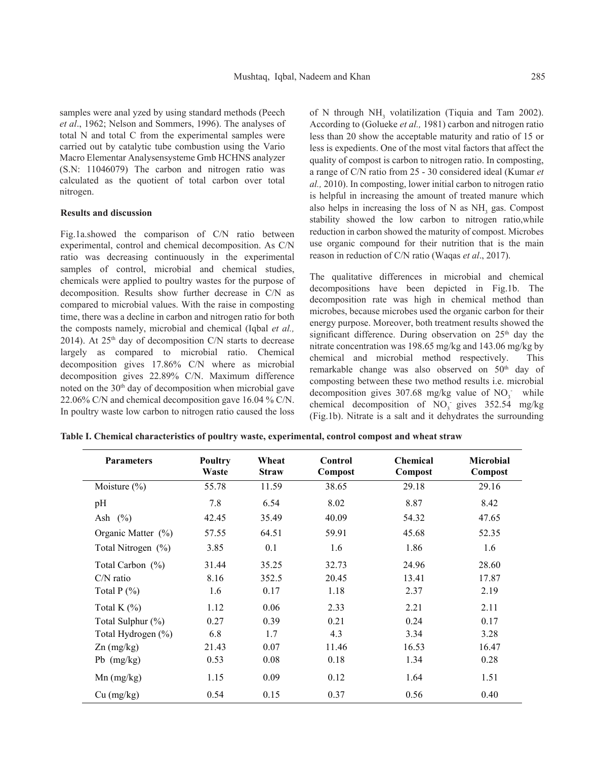samples were anal yzed by using standard methods (Peech *et al*., 1962; Nelson and Sommers, 1996). The analyses of total N and total C from the experimental samples were carried out by catalytic tube combustion using the Vario Macro Elementar Analysensysteme Gmb HCHNS analyzer (S.N: 11046079) The carbon and nitrogen ratio was calculated as the quotient of total carbon over total nitrogen.

## Results and discussion

Fig.1a.showed the comparison of C/N ratio between experimental, control and chemical decomposition. As C/N ratio was decreasing continuously in the experimental samples of control, microbial and chemical studies, chemicals were applied to poultry wastes for the purpose of decomposition. Results show further decrease in C/N as compared to microbial values. With the raise in composting time, there was a decline in carbon and nitrogen ratio for both the composts namely, microbial and chemical (Iqbal *et al.,* 2014). At 25th day of decomposition C/N starts to decrease largely as compared to microbial ratio. Chemical decomposition gives 17.86% C/N where as microbial decomposition gives 22.89% C/N. Maximum difference noted on the 30th day of decomposition when microbial gave 22.06% C/N and chemical decomposition gave 16.04 % C/N. In poultry waste low carbon to nitrogen ratio caused the loss of N through $NH_3$ volatilization (Tiquia and Tam 2002). According to (Golueke *et al.,* 1981) carbon and nitrogen ratio less than 20 show the acceptable maturity and ratio of 15 or less is expedients. One of the most vital factors that affect the quality of compost is carbon to nitrogen ratio. In composting, a range of C/N ratio from 25 - 30 considered ideal (Kumar *et al.,* 2010). In composting, lower initial carbon to nitrogen ratio is helpful in increasing the amount of treated manure which also helps in increasing the loss of N as $NH_3$ gas. Compost stability showed the low carbon to nitrogen ratio,while reduction in carbon showed the maturity of compost. Microbes use organic compound for their nutrition that is the main reason in reduction of C/N ratio (Waqas *et al*., 2017).

The qualitative differences in microbial and chemical decompositions have been depicted in Fig.1b. The decomposition rate was high in chemical method than microbes, because microbes used the organic carbon for their energy purpose. Moreover, both treatment results showed the significant difference. During observation on 25th day the nitrate concentration was 198.65 mg/kg and 143.06 mg/kg by chemical and microbial method respectively. This remarkable change was also observed on 50th day of composting between these two method results i.e. microbial decomposition gives 307.68 mg/kg value of $NO_3^-$ while chemical decomposition of $NO_3^-$ gives 352.54 mg/kg (Fig.1b). Nitrate is a salt and it dehydrates the surrounding

**Table I. Chemical characteristics of poultry waste, experimental, control compost and wheat straw**

| Parameters | Poultry Waste | Wheat Straw | Control Compost | Chemical Compost | Microbial Compost |
|---|---|---|---|---|---|
| Moisture (%) | 55.78 | 11.59 | 38.65 | 29.18 | 29.16 |
| pH | 7.8 | 6.54 | 8.02 | 8.87 | 8.42 |
| Ash (%) | 42.45 | 35.49 | 40.09 | 54.32 | 47.65 |
| Organic Matter (%) | 57.55 | 64.51 | 59.91 | 45.68 | 52.35 |
| Total Nitrogen (%) | 3.85 | 0.1 | 1.6 | 1.86 | 1.6 |
| Total Carbon (%) | 31.44 | 35.25 | 32.73 | 24.96 | 28.60 |
| C/N ratio | 8.16 | 352.5 | 20.45 | 13.41 | 17.87 |
| Total P (%) | 1.6 | 0.17 | 1.18 | 2.37 | 2.19 |
| Total K (%) | 1.12 | 0.06 | 2.33 | 2.21 | 2.11 |
| Total Sulphur (%) | 0.27 | 0.39 | 0.21 | 0.24 | 0.17 |
| Total Hydrogen (%) | 6.8 | 1.7 | 4.3 | 3.34 | 3.28 |
| Zn (mg/kg) | 21.43 | 0.07 | 11.46 | 16.53 | 16.47 |
| Pb (mg/kg) | 0.53 | 0.08 | 0.18 | 1.34 | 0.28 |
| Mn (mg/kg) | 1.15 | 0.09 | 0.12 | 1.64 | 1.51 |
| Cu (mg/kg) | 0.54 | 0.15 | 0.37 | 0.56 | 0.40 |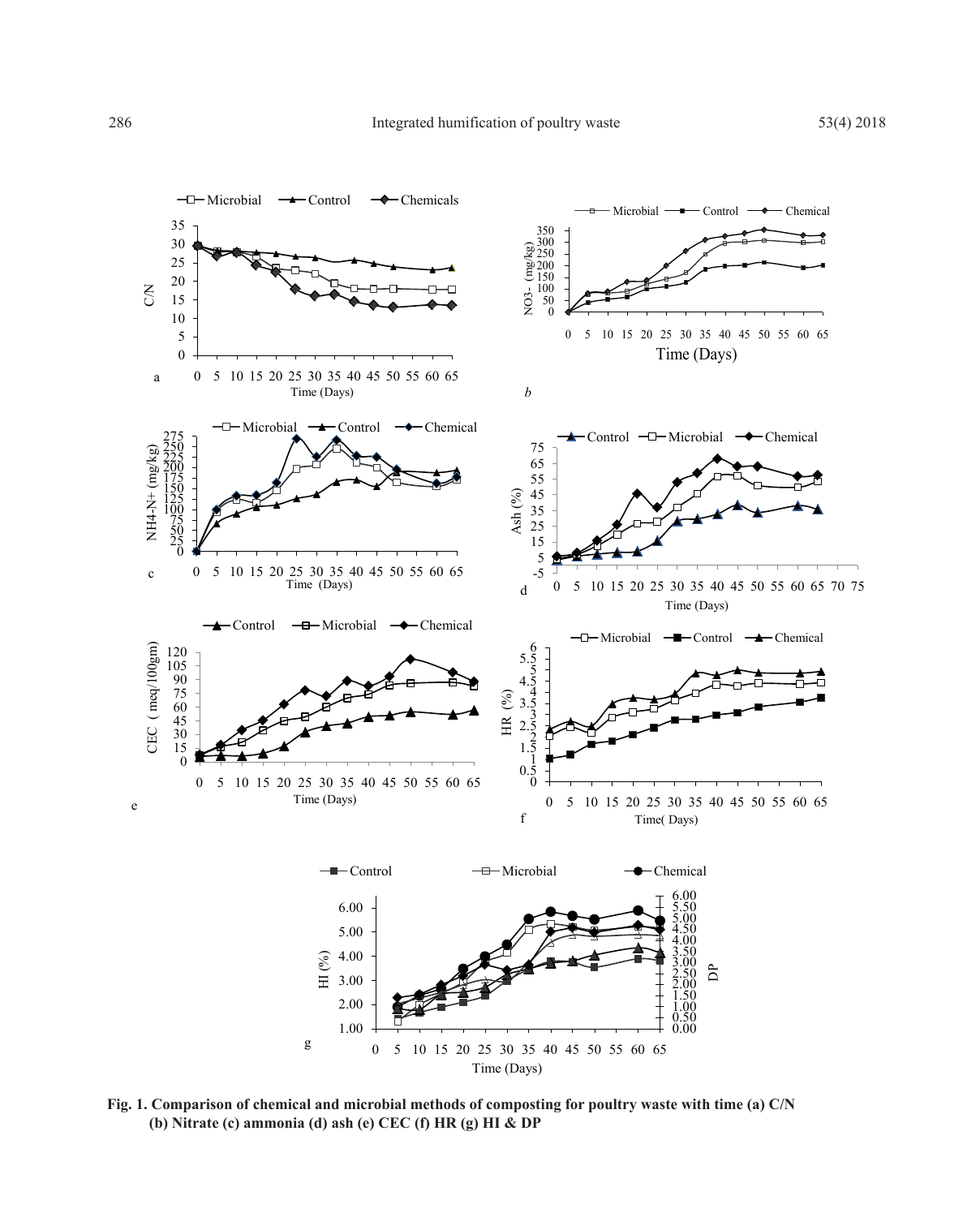—□— Microbial —▲— Control —◆— Chemicals

35
30
25
20
15
10
5
0

C/N

a

0 5 10 15 20 25 30 35 40 45 50 55 60 65
Time (Days)

—□— Microbial —■— Control —◆— Chemical

350
300
250
200
150
100
50
0

NO3- (mg/kg)

0 5 10 15 20 25 30 35 40 45 50 55 60 65
Time (Days)

b

—□— Microbial —▲— Control —◆— Chemical

275
250
225
200
175
150
125
100
75
50
25
0

NH4-N+ (mg/kg)

c

0 5 10 15 20 25 30 35 40 45 50 55 60 65
Time (Days)

—▲— Control —□— Microbial —◆— Chemical

75
65
55
45
35
25
15
5
-5

Ash (%)

d

0 5 10 15 20 25 30 35 40 45 50 55 60 65 70 75
Time (Days)

—▲— Control —□— Microbial —◆— Chemical

120
105
90
75
60
45
30
15
0

CEC ( meq/100gm)

e

0 5 10 15 20 25 30 35 40 45 50 55 60 65
Time (Days)

—□— Microbial —■— Control —▲— Chemical

6
5.5
5
4.5
4
3.5
3
2.5
2
1.5
1
0.5
0

HR (%)

f

0 5 10 15 20 25 30 35 40 45 50 55 60 65
Time( Days)

—■— Control —□— Microbial —●— Chemical

6.00
5.00
4.00
3.00
2.00
1.00

HI (%)

6.00
5.50
5.00
4.50
4.00
3.50
3.00
2.50
2.00
1.50
1.00
0.50
0.00

DP

g

0 5 10 15 20 25 30 35 40 45 50 55 60 65
Time (Days)

**Fig. 1. Comparison of chemical and microbial methods of composting for poultry waste with time (a) C/N (b) Nitrate (c) ammonia (d) ash (e) CEC (f) HR (g) HI & DP**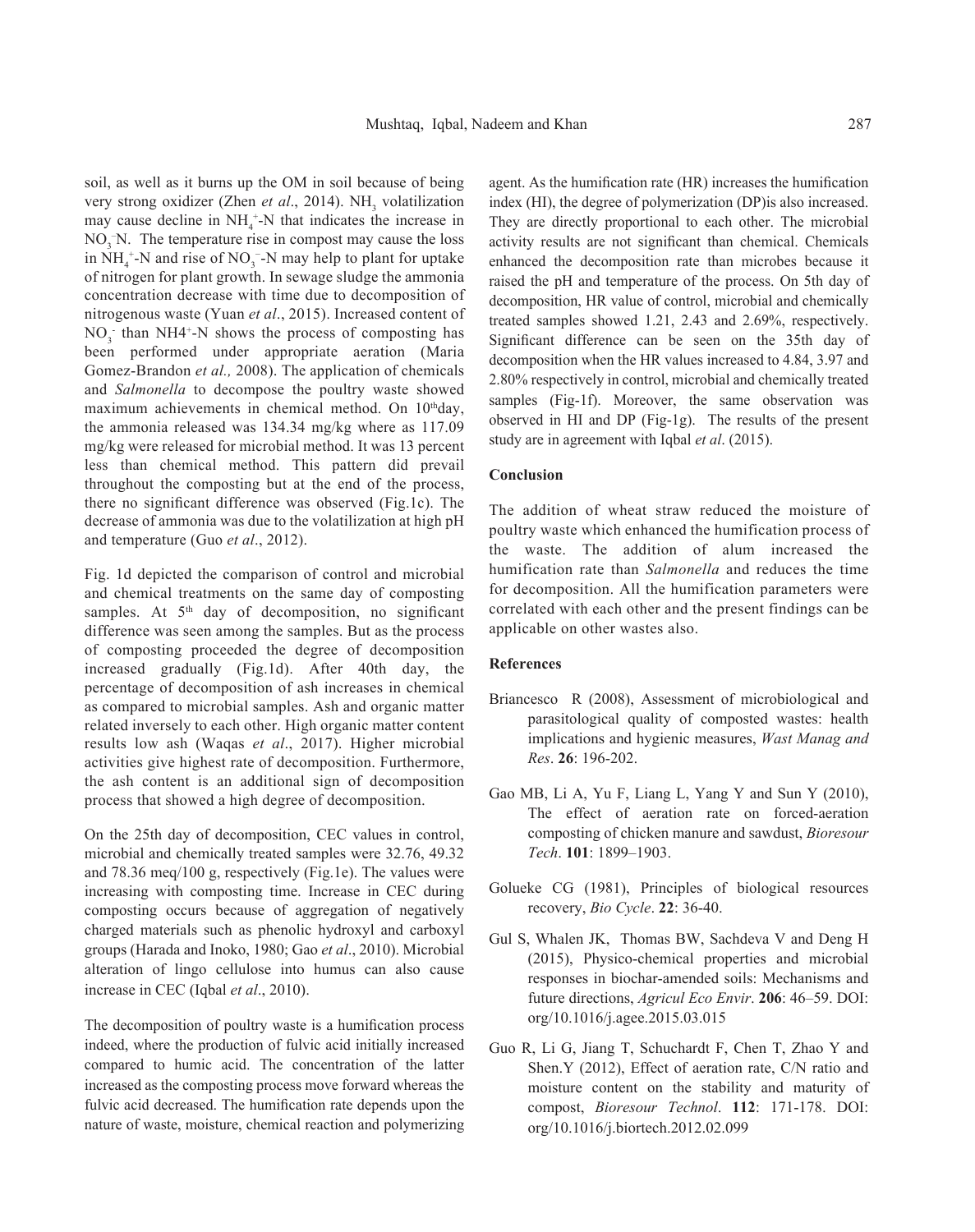soil, as well as it burns up the OM in soil because of being very strong oxidizer (Zhen *et al*., 2014). $NH_3$ volatilization may cause decline in $NH_4^+$-N that indicates the increase in $NO_3^-$N. The temperature rise in compost may cause the loss in $NH_4^+$-N and rise of $NO_3^-$-N may help to plant for uptake of nitrogen for plant growth. In sewage sludge the ammonia concentration decrease with time due to decomposition of nitrogenous waste (Yuan *et al*., 2015). Increased content of $NO_3^-$ than $NH4^+$-N shows the process of composting has been performed under appropriate aeration (Maria Gomez-Brandon *et al.,* 2008). The application of chemicals and *Salmonella* to decompose the poultry waste showed maximum achievements in chemical method. On 10[th]day, the ammonia released was 134.34 mg/kg where as 117.09 mg/kg were released for microbial method. It was 13 percent less than chemical method. This pattern did prevail throughout the composting but at the end of the process, there no significant difference was observed (Fig.1c). The decrease of ammonia was due to the volatilization at high pH and temperature (Guo *et al*., 2012).

Fig. 1d depicted the comparison of control and microbial and chemical treatments on the same day of composting samples. At 5[th] day of decomposition, no significant difference was seen among the samples. But as the process of composting proceeded the degree of decomposition increased gradually (Fig.1d). After 40th day, the percentage of decomposition of ash increases in chemical as compared to microbial samples. Ash and organic matter related inversely to each other. High organic matter content results low ash (Waqas *et al*., 2017). Higher microbial activities give highest rate of decomposition. Furthermore, the ash content is an additional sign of decomposition process that showed a high degree of decomposition.

On the 25th day of decomposition, CEC values in control, microbial and chemically treated samples were 32.76, 49.32 and 78.36 meq/100 g, respectively (Fig.1e). The values were increasing with composting time. Increase in CEC during composting occurs because of aggregation of negatively charged materials such as phenolic hydroxyl and carboxyl groups (Harada and Inoko, 1980; Gao *et al*., 2010). Microbial alteration of lingo cellulose into humus can also cause increase in CEC (Iqbal *et al*., 2010).

The decomposition of poultry waste is a humification process indeed, where the production of fulvic acid initially increased compared to humic acid. The concentration of the latter increased as the composting process move forward whereas the fulvic acid decreased. The humification rate depends upon the nature of waste, moisture, chemical reaction and polymerizing agent. As the humification rate (HR) increases the humification index (HI), the degree of polymerization (DP)is also increased. They are directly proportional to each other. The microbial activity results are not significant than chemical. Chemicals enhanced the decomposition rate than microbes because it raised the pH and temperature of the process. On 5th day of decomposition, HR value of control, microbial and chemically treated samples showed 1.21, 2.43 and 2.69%, respectively. Significant difference can be seen on the 35th day of decomposition when the HR values increased to 4.84, 3.97 and 2.80% respectively in control, microbial and chemically treated samples (Fig-1f). Moreover, the same observation was observed in HI and DP (Fig-1g). The results of the present study are in agreement with Iqbal *et al*. (2015).

**Conclusion**

The addition of wheat straw reduced the moisture of poultry waste which enhanced the humification process of the waste. The addition of alum increased the humification rate than *Salmonella* and reduces the time for decomposition. All the humification parameters were correlated with each other and the present findings can be applicable on other wastes also.

**References**

Briancesco R (2008), Assessment of microbiological and parasitological quality of composted wastes: health implications and hygienic measures, *Wast Manag and Res*. **26**: 196-202.

Gao MB, Li A, Yu F, Liang L, Yang Y and Sun Y (2010), The effect of aeration rate on forced-aeration composting of chicken manure and sawdust, *Bioresour Tech*. **101**: 1899–1903.

Golueke CG (1981), Principles of biological resources recovery, *Bio Cycle*. **22**: 36-40.

Gul S, Whalen JK, Thomas BW, Sachdeva V and Deng H (2015), Physico-chemical properties and microbial responses in biochar-amended soils: Mechanisms and future directions, *Agricul Eco Envir*. **206**: 46–59. DOI: org/10.1016/j.agee.2015.03.015

Guo R, Li G, Jiang T, Schuchardt F, Chen T, Zhao Y and Shen.Y (2012), Effect of aeration rate, C/N ratio and moisture content on the stability and maturity of compost, *Bioresour Technol*. **112**: 171-178. DOI: org/10.1016/j.biortech.2012.02.099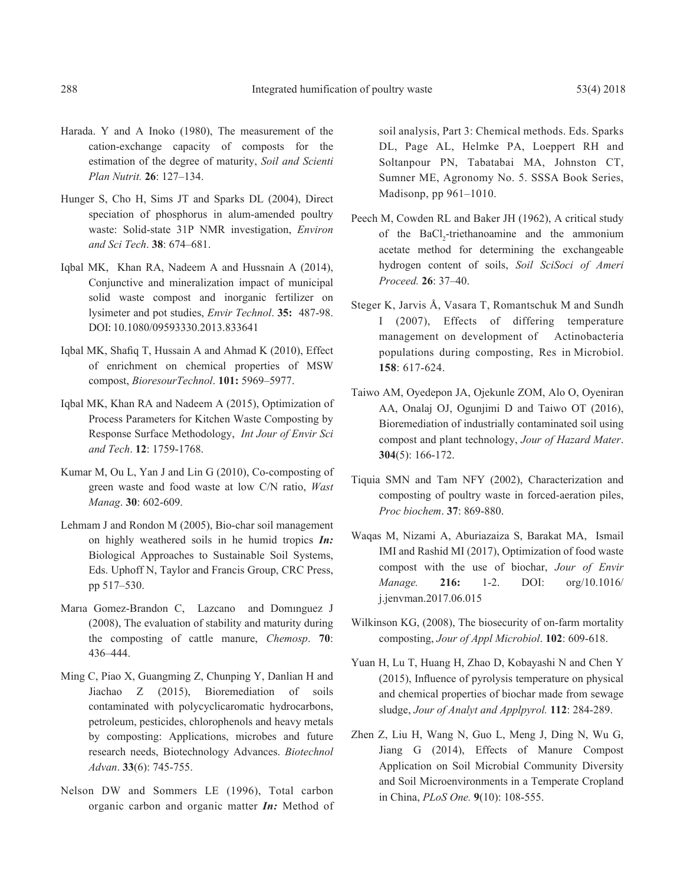Harada. Y and A Inoko (1980), The measurement of the cation-exchange capacity of composts for the estimation of the degree of maturity, *Soil and Scienti Plan Nutrit.* **26**: 127–134.

Hunger S, Cho H, Sims JT and Sparks DL (2004), Direct speciation of phosphorus in alum-amended poultry waste: Solid-state 31P NMR investigation, *Environ and Sci Tech*. **38**: 674–681.

Iqbal MK, Khan RA, Nadeem A and Hussnain A (2014), Conjunctive and mineralization impact of municipal solid waste compost and inorganic fertilizer on lysimeter and pot studies, *Envir Technol*. **35:** 487-98. DOI: 10.1080/09593330.2013.833641

Iqbal MK, Shafiq T, Hussain A and Ahmad K (2010), Effect of enrichment on chemical properties of MSW compost, *BioresourTechnol*. **101:** 5969–5977.

Iqbal MK, Khan RA and Nadeem A (2015), Optimization of Process Parameters for Kitchen Waste Composting by Response Surface Methodology, *Int Jour of Envir Sci and Tech*. **12**: 1759-1768.

Kumar M, Ou L, Yan J and Lin G (2010), Co-composting of green waste and food waste at low C/N ratio, *Wast Manag*. **30**: 602-609.

Lehmam J and Rondon M (2005), Bio-char soil management on highly weathered soils in he humid tropics ***In:*** Biological Approaches to Sustainable Soil Systems, Eds. Uphoff N, Taylor and Francis Group, CRC Press, pp 517–530.

Marıa Gomez-Brandon C, Lazcano and Domınguez J (2008), The evaluation of stability and maturity during the composting of cattle manure, *Chemosp*. **70**: 436–444.

Ming C, Piao X, Guangming Z, Chunping Y, Danlian H and Jiachao Z (2015), Bioremediation of soils contaminated with polycyclicaromatic hydrocarbons, petroleum, pesticides, chlorophenols and heavy metals by composting: Applications, microbes and future research needs, Biotechnology Advances. *Biotechnol Advan*. **33**(6): 745-755.

Nelson DW and Sommers LE (1996), Total carbon organic carbon and organic matter ***In:*** Method of soil analysis, Part 3: Chemical methods. Eds. Sparks DL, Page AL, Helmke PA, Loeppert RH and Soltanpour PN, Tabatabai MA, Johnston CT, Sumner ME, Agronomy No. 5. SSSA Book Series, Madisonp, pp 961–1010.

Peech M, Cowden RL and Baker JH (1962), A critical study of the $BaCl_2$-triethanoamine and the ammonium acetate method for determining the exchangeable hydrogen content of soils, *Soil SciSoci of Ameri Proceed.* **26**: 37–40.

Steger K, Jarvis Å, Vasara T, Romantschuk M and Sundh I (2007), Effects of differing temperature management on development of Actinobacteria populations during composting, Res in Microbiol. **158**: 617-624.

Taiwo AM, Oyedepon JA, Ojekunle ZOM, Alo O, Oyeniran AA, Onalaj OJ, Ogunjimi D and Taiwo OT (2016), Bioremediation of industrially contaminated soil using compost and plant technology, *Jour of Hazard Mater*. **304**(5): 166-172.

Tiquia SMN and Tam NFY (2002), Characterization and composting of poultry waste in forced-aeration piles, *Proc biochem*. **37**: 869-880.

Waqas M, Nizami A, Aburiazaiza S, Barakat MA, Ismail IMI and Rashid MI (2017), Optimization of food waste compost with the use of biochar, *Jour of Envir Manage.* **216:** 1-2. DOI: org/10.1016/ j.jenvman.2017.06.015

Wilkinson KG, (2008), The biosecurity of on-farm mortality composting, *Jour of Appl Microbiol*. **102**: 609-618.

Yuan H, Lu T, Huang H, Zhao D, Kobayashi N and Chen Y (2015), Influence of pyrolysis temperature on physical and chemical properties of biochar made from sewage sludge, *Jour of Analyt and Applpyrol.* **112**: 284-289.

Zhen Z, Liu H, Wang N, Guo L, Meng J, Ding N, Wu G, Jiang G (2014), Effects of Manure Compost Application on Soil Microbial Community Diversity and Soil Microenvironments in a Temperate Cropland in China, *PLoS One.* **9**(10): 108-555.